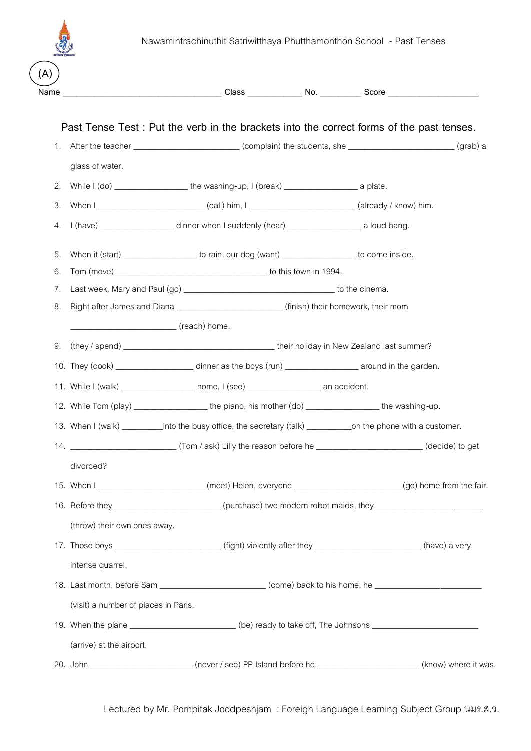(A)

Name ___________________________________ Class ____________ No. _________ Score ___________________

## Past Tense Test : Put the verb in the brackets into the correct forms of the past tenses.

1. After the teacher ________________________ (complain) the students, she ________________________ (grab) a glass of water.
2. While I (do) ________________ the washing-up, I (break) ________________ a plate.
3. When I ________________________ (call) him, I ________________________ (already / know) him.
4. I (have) ________________ dinner when I suddenly (hear) ________________ a loud bang.
5. When it (start) ________________ to rain, our dog (want) ________________ to come inside.
6. Tom (move) __________________________________ to this town in 1994.
7. Last week, Mary and Paul (go) __________________________________ to the cinema.
8. Right after James and Diana ________________________ (finish) their homework, their mom ________________________ (reach) home.
9. (they / spend) __________________________________ their holiday in New Zealand last summer?
10. They (cook) _________________ dinner as the boys (run) ________________ around in the garden.
11. While I (walk) ________________ home, I (see) ________________ an accident.
12. While Tom (play) ________________ the piano, his mother (do) ________________ the washing-up.
13. When I (walk) _________into the busy office, the secretary (talk) __________on the phone with a customer.
14. ________________________ (Tom / ask) Lilly the reason before he ________________________ (decide) to get divorced?
15. When I ________________________ (meet) Helen, everyone ________________________ (go) home from the fair.
16. Before they ________________________ (purchase) two modern robot maids, they ________________________ (throw) their own ones away.
17. Those boys ________________________ (fight) violently after they ________________________ (have) a very intense quarrel.
18. Last month, before Sam ________________________ (come) back to his home, he ________________________ (visit) a number of places in Paris.
19. When the plane ________________________ (be) ready to take off, The Johnsons ________________________ (arrive) at the airport.
20. John _______________________ (never / see) PP Island before he _______________________ (know) where it was.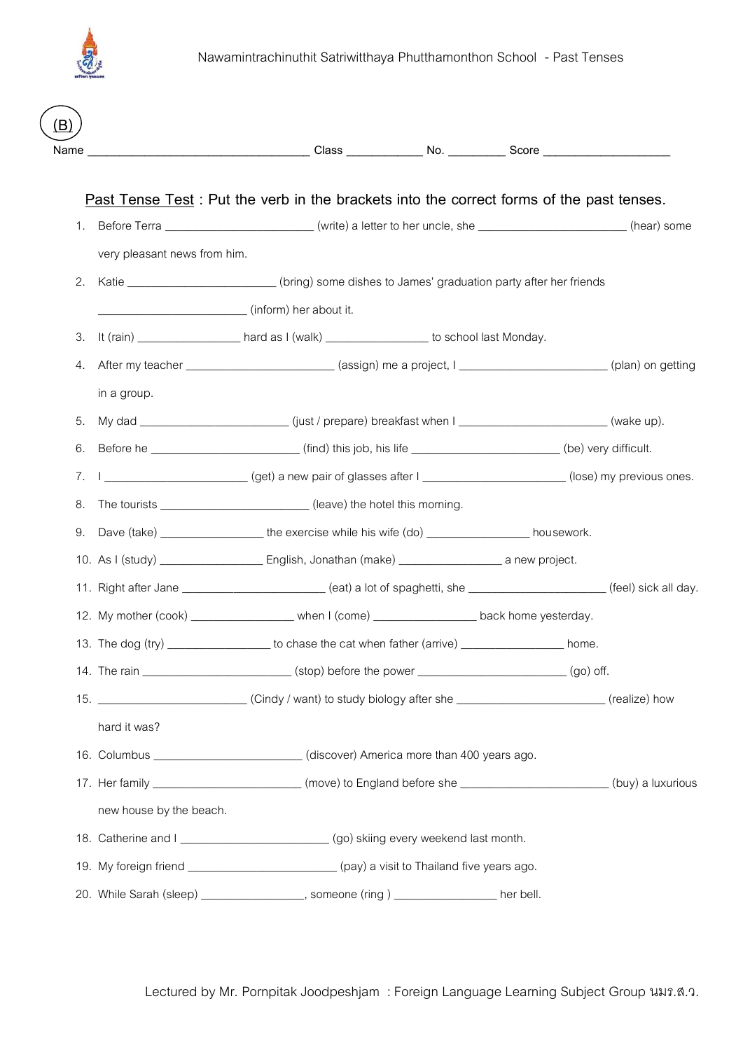(B)

Name ___________________________________ Class ____________ No. _________ Score ____________________

Past Tense Test : Put the verb in the brackets into the correct forms of the past tenses.

1. Before Terra ________________________ (write) a letter to her uncle, she ________________________ (hear) some very pleasant news from him.
2. Katie ________________________ (bring) some dishes to James' graduation party after her friends ________________________ (inform) her about it.
3. It (rain) ________________ hard as I (walk) ________________ to school last Monday.
4. After my teacher ________________________ (assign) me a project, I ________________________ (plan) on getting in a group.
5. My dad ________________________ (just / prepare) breakfast when I ________________________ (wake up).
6. Before he ________________________ (find) this job, his life ________________________ (be) very difficult.
7. I ________________________ (get) a new pair of glasses after I ________________________ (lose) my previous ones.
8. The tourists ________________________ (leave) the hotel this morning.
9. Dave (take) ________________ the exercise while his wife (do) ________________ housework.
10. As I (study) ________________ English, Jonathan (make) ________________ a new project.
11. Right after Jane ________________________ (eat) a lot of spaghetti, she ________________________ (feel) sick all day.
12. My mother (cook) ________________ when I (come) ________________ back home yesterday.
13. The dog (try) ________________ to chase the cat when father (arrive) ________________ home.
14. The rain ________________________ (stop) before the power ________________________ (go) off.
15. ________________________ (Cindy / want) to study biology after she ________________________ (realize) how hard it was?
16. Columbus ________________________ (discover) America more than 400 years ago.
17. Her family ________________________ (move) to England before she ________________________ (buy) a luxurious new house by the beach.
18. Catherine and I ________________________ (go) skiing every weekend last month.
19. My foreign friend ________________________ (pay) a visit to Thailand five years ago.
20. While Sarah (sleep) ________________, someone (ring ) ________________ her bell.